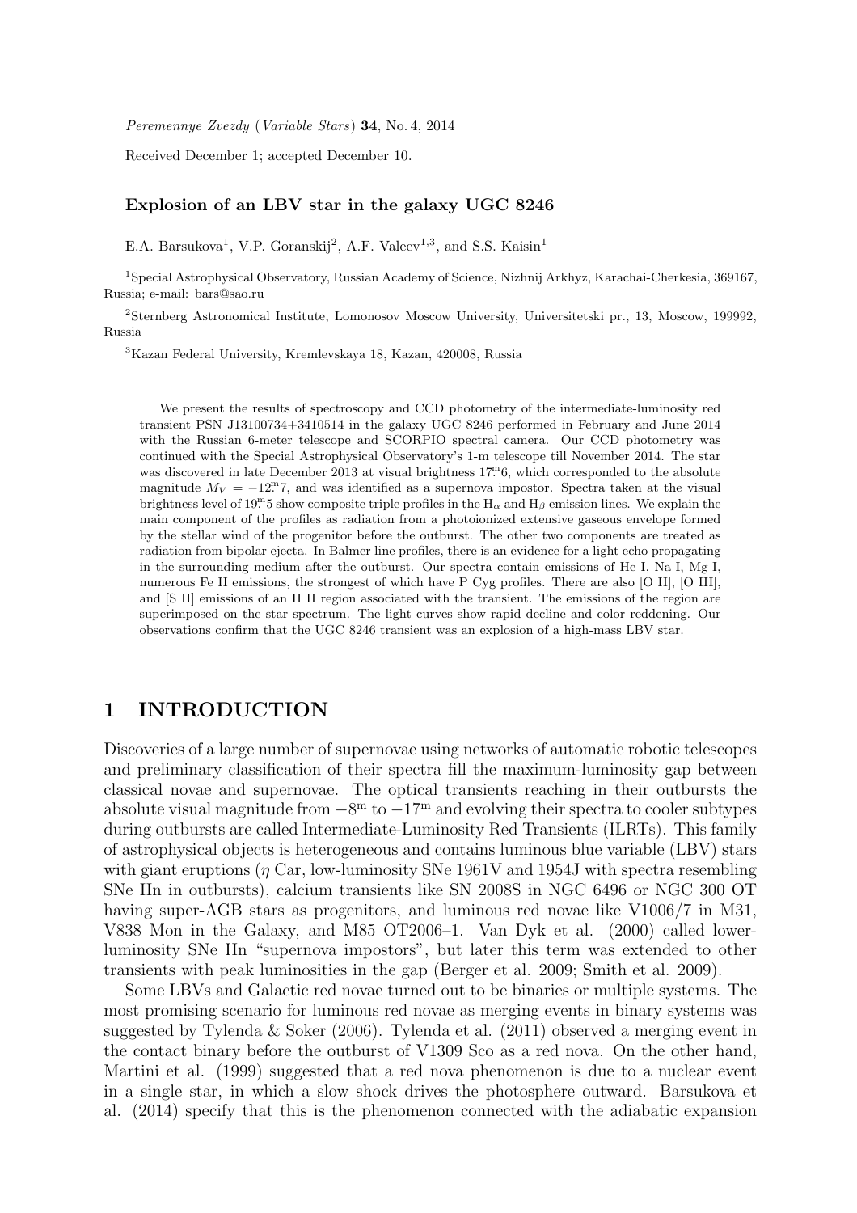*Peremennye Zvezdy* (*Variable Stars*) **34**, No. 4, 2014

Received December 1; accepted December 10.

### Explosion of an LBV star in the galaxy UGC 8246

E.A. Barsukova[1], V.P. Goranskij[2], A.F. Valeev[1,3], and S.S. Kaisin[1]

[1]Special Astrophysical Observatory, Russian Academy of Science, Nizhnij Arkhyz, Karachai-Cherkesia, 369167, Russia; e-mail: bars@sao.ru

[2]Sternberg Astronomical Institute, Lomonosov Moscow University, Universitetski pr., 13, Moscow, 199992, Russia

[3]Kazan Federal University, Kremlevskaya 18, Kazan, 420008, Russia

We present the results of spectroscopy and CCD photometry of the intermediate-luminosity red transient PSN J13100734+3410514 in the galaxy UGC 8246 performed in February and June 2014 with the Russian 6-meter telescope and SCORPIO spectral camera. Our CCD photometry was continued with the Special Astrophysical Observatory's 1-m telescope till November 2014. The star was discovered in late December 2013 at visual brightness $17^{\rm m}\!.6$, which corresponded to the absolute magnitude $M_V = -12^{\rm m}\!.7$, and was identified as a supernova impostor. Spectra taken at the visual brightness level of $19^{\rm m}\!.5$ show composite triple profiles in the $\rm H_\alpha$ and $\rm H_\beta$ emission lines. We explain the main component of the profiles as radiation from a photoionized extensive gaseous envelope formed by the stellar wind of the progenitor before the outburst. The other two components are treated as radiation from bipolar ejecta. In Balmer line profiles, there is an evidence for a light echo propagating in the surrounding medium after the outburst. Our spectra contain emissions of He I, Na I, Mg I, numerous Fe II emissions, the strongest of which have P Cyg profiles. There are also [O II], [O III], and [S II] emissions of an H II region associated with the transient. The emissions of the region are superimposed on the star spectrum. The light curves show rapid decline and color reddening. Our observations confirm that the UGC 8246 transient was an explosion of a high-mass LBV star.

## 1 INTRODUCTION

Discoveries of a large number of supernovae using networks of automatic robotic telescopes and preliminary classification of their spectra fill the maximum-luminosity gap between classical novae and supernovae. The optical transients reaching in their outbursts the absolute visual magnitude from $-8^{\rm m}$ to $-17^{\rm m}$ and evolving their spectra to cooler subtypes during outbursts are called Intermediate-Luminosity Red Transients (ILRTs). This family of astrophysical objects is heterogeneous and contains luminous blue variable (LBV) stars with giant eruptions ($\eta$ Car, low-luminosity SNe 1961V and 1954J with spectra resembling SNe IIn in outbursts), calcium transients like SN 2008S in NGC 6496 or NGC 300 OT having super-AGB stars as progenitors, and luminous red novae like V1006/7 in M31, V838 Mon in the Galaxy, and M85 OT2006–1. Van Dyk et al. (2000) called lower-luminosity SNe IIn "supernova impostors", but later this term was extended to other transients with peak luminosities in the gap (Berger et al. 2009; Smith et al. 2009).

Some LBVs and Galactic red novae turned out to be binaries or multiple systems. The most promising scenario for luminous red novae as merging events in binary systems was suggested by Tylenda & Soker (2006). Tylenda et al. (2011) observed a merging event in the contact binary before the outburst of V1309 Sco as a red nova. On the other hand, Martini et al. (1999) suggested that a red nova phenomenon is due to a nuclear event in a single star, in which a slow shock drives the photosphere outward. Barsukova et al. (2014) specify that this is the phenomenon connected with the adiabatic expansion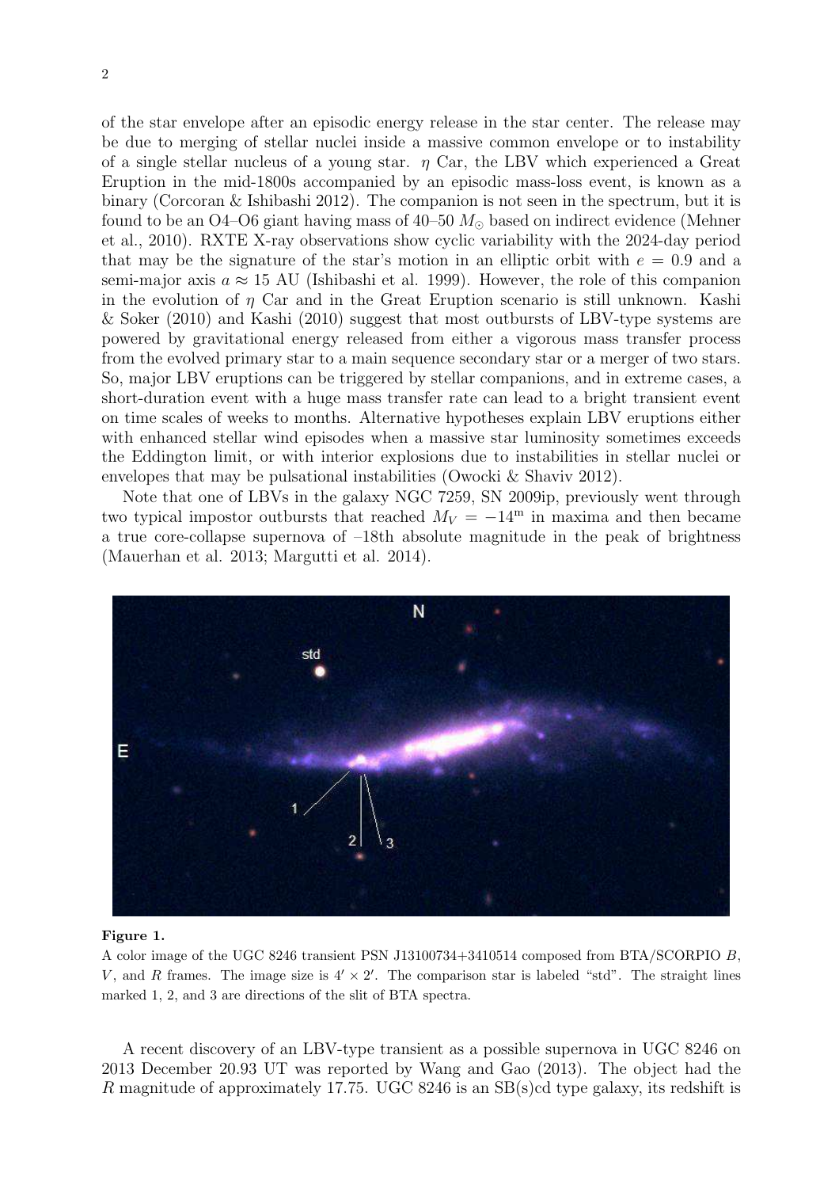of the star envelope after an episodic energy release in the star center. The release may be due to merging of stellar nuclei inside a massive common envelope or to instability of a single stellar nucleus of a young star. $\eta$ Car, the LBV which experienced a Great Eruption in the mid-1800s accompanied by an episodic mass-loss event, is known as a binary (Corcoran & Ishibashi 2012). The companion is not seen in the spectrum, but it is found to be an O4–O6 giant having mass of 40–50 $M_{\odot}$ based on indirect evidence (Mehner et al., 2010). RXTE X-ray observations show cyclic variability with the 2024-day period that may be the signature of the star's motion in an elliptic orbit with $e = 0.9$ and a semi-major axis $a \approx 15$ AU (Ishibashi et al. 1999). However, the role of this companion in the evolution of $\eta$ Car and in the Great Eruption scenario is still unknown. Kashi & Soker (2010) and Kashi (2010) suggest that most outbursts of LBV-type systems are powered by gravitational energy released from either a vigorous mass transfer process from the evolved primary star to a main sequence secondary star or a merger of two stars. So, major LBV eruptions can be triggered by stellar companions, and in extreme cases, a short-duration event with a huge mass transfer rate can lead to a bright transient event on time scales of weeks to months. Alternative hypotheses explain LBV eruptions either with enhanced stellar wind episodes when a massive star luminosity sometimes exceeds the Eddington limit, or with interior explosions due to instabilities in stellar nuclei or envelopes that may be pulsational instabilities (Owocki & Shaviv 2012).

Note that one of LBVs in the galaxy NGC 7259, SN 2009ip, previously went through two typical impostor outbursts that reached $M_V = -14^{\mathrm{m}}$ in maxima and then became a true core-collapse supernova of –18th absolute magnitude in the peak of brightness (Mauerhan et al. 2013; Margutti et al. 2014).

**Figure 1.**

A color image of the UGC 8246 transient PSN J13100734+3410514 composed from BTA/SCORPIO $B$, $V$, and $R$ frames. The image size is $4' \times 2'$. The comparison star is labeled "std". The straight lines marked 1, 2, and 3 are directions of the slit of BTA spectra.

A recent discovery of an LBV-type transient as a possible supernova in UGC 8246 on 2013 December 20.93 UT was reported by Wang and Gao (2013). The object had the $R$ magnitude of approximately 17.75. UGC 8246 is an SB(s)cd type galaxy, its redshift is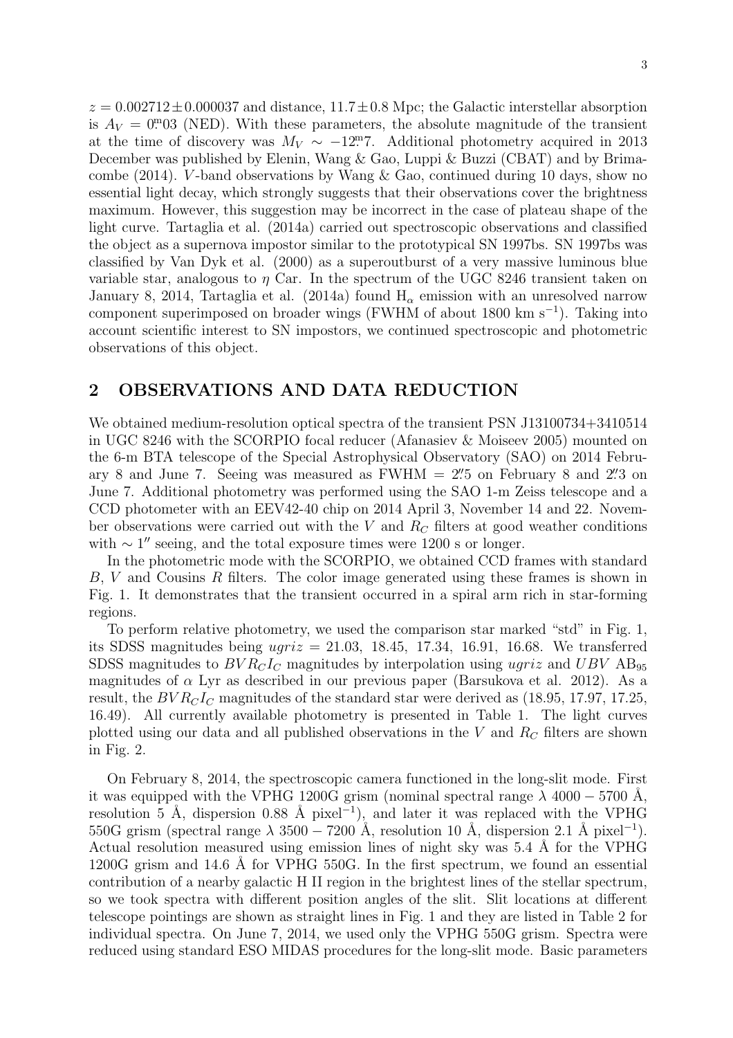$z = 0.002712 \pm 0.000037$ and distance, $11.7 \pm 0.8$ Mpc; the Galactic interstellar absorption is $A_V = 0^{\rm m}\!.03$ (NED). With these parameters, the absolute magnitude of the transient at the time of discovery was $M_V \sim -12^{\rm m}\!.7$. Additional photometry acquired in 2013 December was published by Elenin, Wang & Gao, Luppi & Buzzi (CBAT) and by Brimacombe (2014). $V$-band observations by Wang & Gao, continued during 10 days, show no essential light decay, which strongly suggests that their observations cover the brightness maximum. However, this suggestion may be incorrect in the case of plateau shape of the light curve. Tartaglia et al. (2014a) carried out spectroscopic observations and classified the object as a supernova impostor similar to the prototypical SN 1997bs. SN 1997bs was classified by Van Dyk et al. (2000) as a superoutburst of a very massive luminous blue variable star, analogous to $\eta$ Car. In the spectrum of the UGC 8246 transient taken on January 8, 2014, Tartaglia et al. (2014a) found $H_\alpha$ emission with an unresolved narrow component superimposed on broader wings (FWHM of about 1800 km s$^{-1}$). Taking into account scientific interest to SN impostors, we continued spectroscopic and photometric observations of this object.

## 2 OBSERVATIONS AND DATA REDUCTION

We obtained medium-resolution optical spectra of the transient PSN J13100734+3410514 in UGC 8246 with the SCORPIO focal reducer (Afanasiev & Moiseev 2005) mounted on the 6-m BTA telescope of the Special Astrophysical Observatory (SAO) on 2014 February 8 and June 7. Seeing was measured as FWHM = $2''\!.5$ on February 8 and $2''\!.3$ on June 7. Additional photometry was performed using the SAO 1-m Zeiss telescope and a CCD photometer with an EEV42-40 chip on 2014 April 3, November 14 and 22. November observations were carried out with the $V$ and $R_C$ filters at good weather conditions with $\sim 1''$ seeing, and the total exposure times were 1200 s or longer.

In the photometric mode with the SCORPIO, we obtained CCD frames with standard $B$, $V$ and Cousins $R$ filters. The color image generated using these frames is shown in Fig. 1. It demonstrates that the transient occurred in a spiral arm rich in star-forming regions.

To perform relative photometry, we used the comparison star marked "std" in Fig. 1, its SDSS magnitudes being $ugriz$ = 21.03, 18.45, 17.34, 16.91, 16.68. We transferred SDSS magnitudes to $BVR_CI_C$ magnitudes by interpolation using $ugriz$ and $UBV$ AB$_{95}$ magnitudes of $\alpha$ Lyr as described in our previous paper (Barsukova et al. 2012). As a result, the $BVR_CI_C$ magnitudes of the standard star were derived as (18.95, 17.97, 17.25, 16.49). All currently available photometry is presented in Table 1. The light curves plotted using our data and all published observations in the $V$ and $R_C$ filters are shown in Fig. 2.

On February 8, 2014, the spectroscopic camera functioned in the long-slit mode. First it was equipped with the VPHG 1200G grism (nominal spectral range $\lambda$ 4000 − 5700 Å, resolution 5 Å, dispersion 0.88 Å pixel$^{-1}$), and later it was replaced with the VPHG 550G grism (spectral range $\lambda$ 3500 − 7200 Å, resolution 10 Å, dispersion 2.1 Å pixel$^{-1}$). Actual resolution measured using emission lines of night sky was 5.4 Å for the VPHG 1200G grism and 14.6 Å for VPHG 550G. In the first spectrum, we found an essential contribution of a nearby galactic H II region in the brightest lines of the stellar spectrum, so we took spectra with different position angles of the slit. Slit locations at different telescope pointings are shown as straight lines in Fig. 1 and they are listed in Table 2 for individual spectra. On June 7, 2014, we used only the VPHG 550G grism. Spectra were reduced using standard ESO MIDAS procedures for the long-slit mode. Basic parameters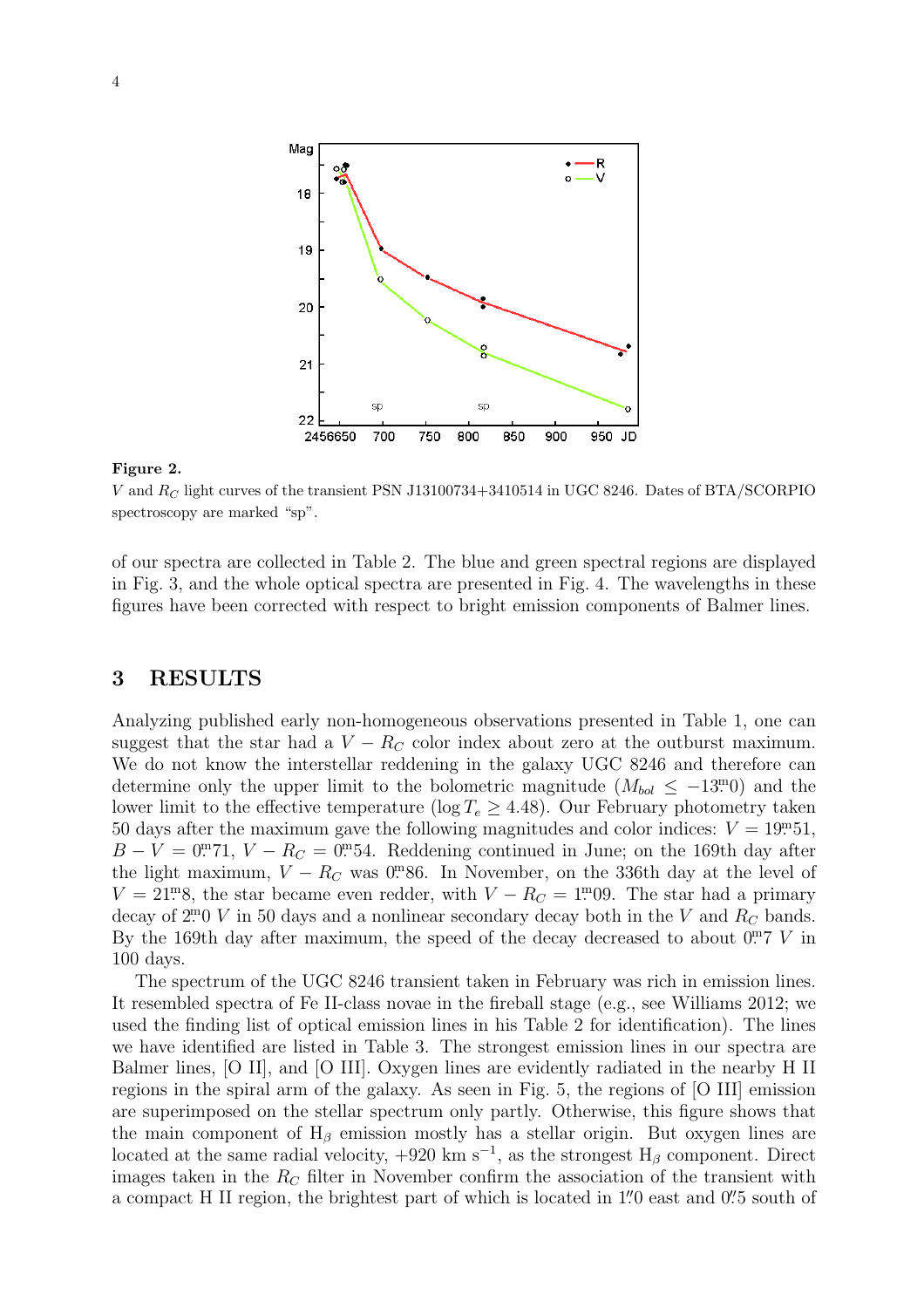**Figure 2.**

$V$ and $R_C$ light curves of the transient PSN J13100734+3410514 in UGC 8246. Dates of BTA/SCORPIO spectroscopy are marked "sp".

of our spectra are collected in Table 2. The blue and green spectral regions are displayed in Fig. 3, and the whole optical spectra are presented in Fig. 4. The wavelengths in these figures have been corrected with respect to bright emission components of Balmer lines.

## 3 RESULTS

Analyzing published early non-homogeneous observations presented in Table 1, one can suggest that the star had a $V - R_C$ color index about zero at the outburst maximum. We do not know the interstellar reddening in the galaxy UGC 8246 and therefore can determine only the upper limit to the bolometric magnitude ($M_{bol} \leq -13^{\rm m}0$) and the lower limit to the effective temperature ($\log T_e \geq 4.48$). Our February photometry taken 50 days after the maximum gave the following magnitudes and color indices: $V = 19^{\rm m}51$, $B - V = 0^{\rm m}71$, $V - R_C = 0^{\rm m}54$. Reddening continued in June; on the 169th day after the light maximum, $V - R_C$ was $0^{\rm m}86$. In November, on the 336th day at the level of $V = 21^{\rm m}8$, the star became even redder, with $V - R_C = 1^{\rm m}09$. The star had a primary decay of $2^{\rm m}0$ $V$ in 50 days and a nonlinear secondary decay both in the $V$ and $R_C$ bands. By the 169th day after maximum, the speed of the decay decreased to about $0^{\rm m}7$ $V$ in 100 days.

The spectrum of the UGC 8246 transient taken in February was rich in emission lines. It resembled spectra of Fe II-class novae in the fireball stage (e.g., see Williams 2012; we used the finding list of optical emission lines in his Table 2 for identification). The lines we have identified are listed in Table 3. The strongest emission lines in our spectra are Balmer lines, [O II], and [O III]. Oxygen lines are evidently radiated in the nearby H II regions in the spiral arm of the galaxy. As seen in Fig. 5, the regions of [O III] emission are superimposed on the stellar spectrum only partly. Otherwise, this figure shows that the main component of $H_\beta$ emission mostly has a stellar origin. But oxygen lines are located at the same radial velocity, +920 km s$^{-1}$, as the strongest $H_\beta$ component. Direct images taken in the $R_C$ filter in November confirm the association of the transient with a compact H II region, the brightest part of which is located in 1″0 east and 0″5 south of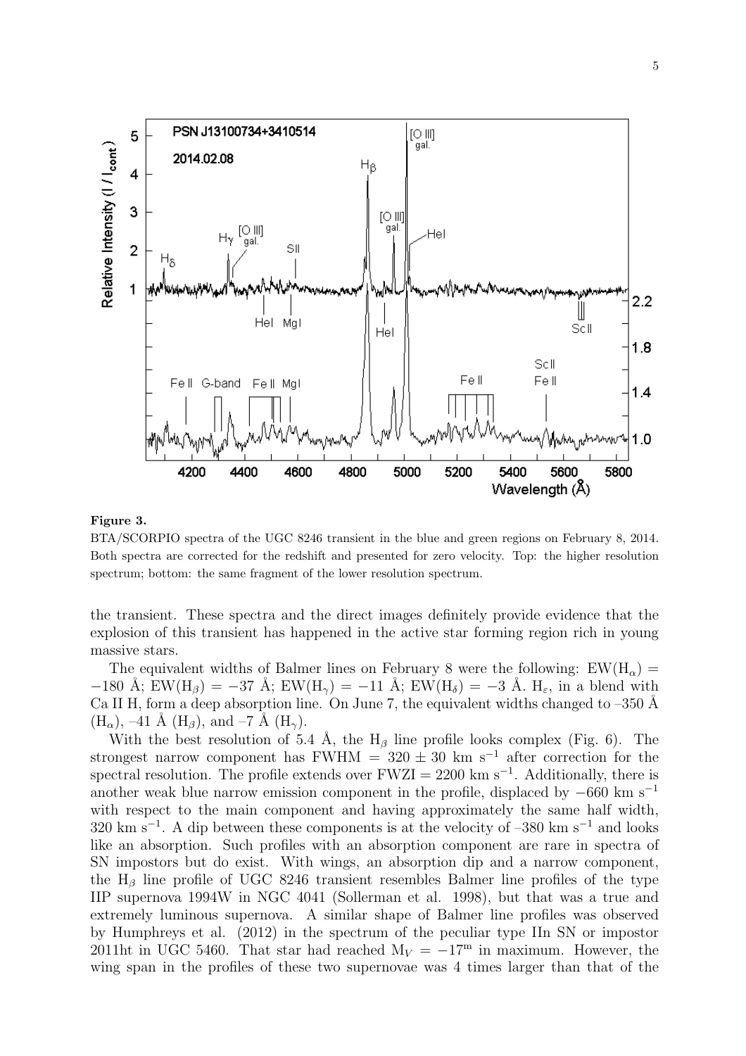**Figure 3.**

BTA/SCORPIO spectra of the UGC 8246 transient in the blue and green regions on February 8, 2014. Both spectra are corrected for the redshift and presented for zero velocity. Top: the higher resolution spectrum; bottom: the same fragment of the lower resolution spectrum.

the transient. These spectra and the direct images definitely provide evidence that the explosion of this transient has happened in the active star forming region rich in young massive stars.

The equivalent widths of Balmer lines on February 8 were the following: $EW(H_\alpha) = -180$ Å; $EW(H_\beta) = -37$ Å; $EW(H_\gamma) = -11$ Å; $EW(H_\delta) = -3$ Å. $H_\varepsilon$, in a blend with Ca II H, form a deep absorption line. On June 7, the equivalent widths changed to –350 Å ($H_\alpha$), –41 Å ($H_\beta$), and –7 Å ($H_\gamma$).

With the best resolution of 5.4 Å, the $H_\beta$ line profile looks complex (Fig. 6). The strongest narrow component has FWHM $= 320 \pm 30$ km s$^{-1}$ after correction for the spectral resolution. The profile extends over FWZI $= 2200$ km s$^{-1}$. Additionally, there is another weak blue narrow emission component in the profile, displaced by $-660$ km s$^{-1}$ with respect to the main component and having approximately the same half width, 320 km s$^{-1}$. A dip between these components is at the velocity of –380 km s$^{-1}$ and looks like an absorption. Such profiles with an absorption component are rare in spectra of SN impostors but do exist. With wings, an absorption dip and a narrow component, the $H_\beta$ line profile of UGC 8246 transient resembles Balmer line profiles of the type IIP supernova 1994W in NGC 4041 (Sollerman et al. 1998), but that was a true and extremely luminous supernova. A similar shape of Balmer line profiles was observed by Humphreys et al. (2012) in the spectrum of the peculiar type IIn SN or impostor 2011ht in UGC 5460. That star had reached $M_V = -17^{\mathrm{m}}$ in maximum. However, the wing span in the profiles of these two supernovae was 4 times larger than that of the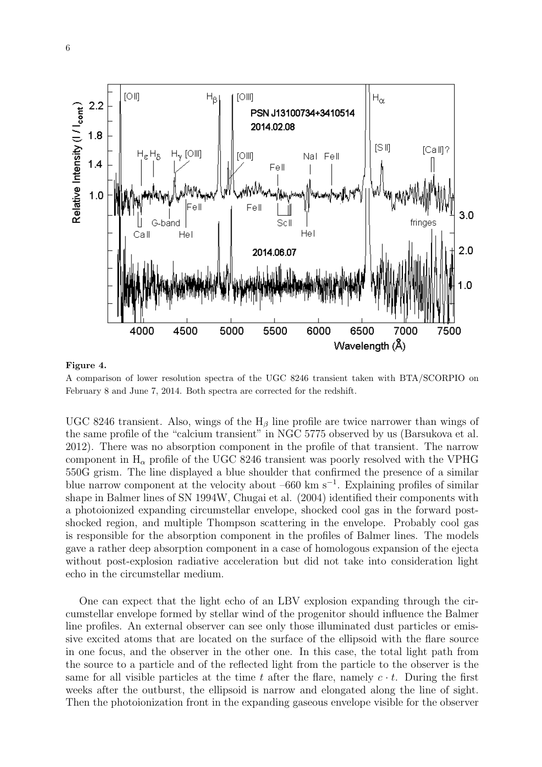**Figure 4.**

A comparison of lower resolution spectra of the UGC 8246 transient taken with BTA/SCORPIO on February 8 and June 7, 2014. Both spectra are corrected for the redshift.

UGC 8246 transient. Also, wings of the $H_\beta$ line profile are twice narrower than wings of the same profile of the "calcium transient" in NGC 5775 observed by us (Barsukova et al. 2012). There was no absorption component in the profile of that transient. The narrow component in $H_\alpha$ profile of the UGC 8246 transient was poorly resolved with the VPHG 550G grism. The line displayed a blue shoulder that confirmed the presence of a similar blue narrow component at the velocity about –660 km $s^{-1}$. Explaining profiles of similar shape in Balmer lines of SN 1994W, Chugai et al. (2004) identified their components with a photoionized expanding circumstellar envelope, shocked cool gas in the forward post-shocked region, and multiple Thompson scattering in the envelope. Probably cool gas is responsible for the absorption component in the profiles of Balmer lines. The models gave a rather deep absorption component in a case of homologous expansion of the ejecta without post-explosion radiative acceleration but did not take into consideration light echo in the circumstellar medium.

One can expect that the light echo of an LBV explosion expanding through the circumstellar envelope formed by stellar wind of the progenitor should influence the Balmer line profiles. An external observer can see only those illuminated dust particles or emissive excited atoms that are located on the surface of the ellipsoid with the flare source in one focus, and the observer in the other one. In this case, the total light path from the source to a particle and of the reflected light from the particle to the observer is the same for all visible particles at the time $t$ after the flare, namely $c \cdot t$. During the first weeks after the outburst, the ellipsoid is narrow and elongated along the line of sight. Then the photoionization front in the expanding gaseous envelope visible for the observer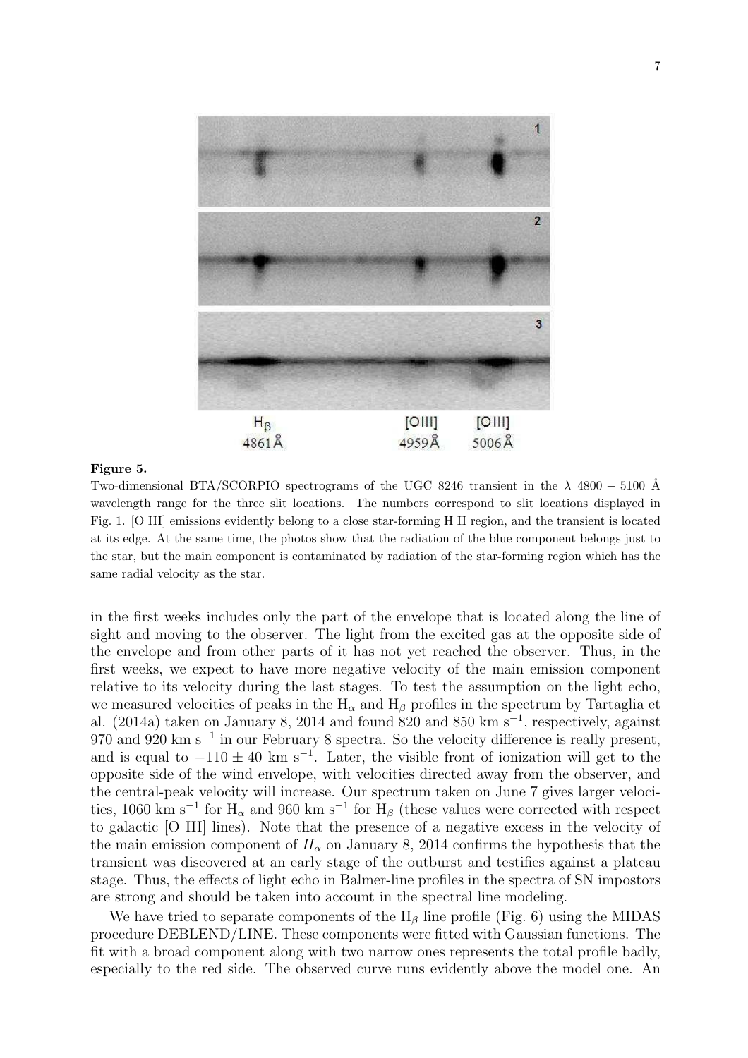**Figure 5.**

Two-dimensional BTA/SCORPIO spectrograms of the UGC 8246 transient in the $\lambda$ 4800 − 5100 Å wavelength range for the three slit locations. The numbers correspond to slit locations displayed in Fig. 1. [O III] emissions evidently belong to a close star-forming H II region, and the transient is located at its edge. At the same time, the photos show that the radiation of the blue component belongs just to the star, but the main component is contaminated by radiation of the star-forming region which has the same radial velocity as the star.

in the first weeks includes only the part of the envelope that is located along the line of sight and moving to the observer. The light from the excited gas at the opposite side of the envelope and from other parts of it has not yet reached the observer. Thus, in the first weeks, we expect to have more negative velocity of the main emission component relative to its velocity during the last stages. To test the assumption on the light echo, we measured velocities of peaks in the $H_\alpha$ and $H_\beta$ profiles in the spectrum by Tartaglia et al. (2014a) taken on January 8, 2014 and found 820 and 850 km s$^{-1}$, respectively, against 970 and 920 km s$^{-1}$ in our February 8 spectra. So the velocity difference is really present, and is equal to $-110 \pm 40$ km s$^{-1}$. Later, the visible front of ionization will get to the opposite side of the wind envelope, with velocities directed away from the observer, and the central-peak velocity will increase. Our spectrum taken on June 7 gives larger velocities, 1060 km s$^{-1}$ for $H_\alpha$ and 960 km s$^{-1}$ for $H_\beta$ (these values were corrected with respect to galactic [O III] lines). Note that the presence of a negative excess in the velocity of the main emission component of $H_\alpha$ on January 8, 2014 confirms the hypothesis that the transient was discovered at an early stage of the outburst and testifies against a plateau stage. Thus, the effects of light echo in Balmer-line profiles in the spectra of SN impostors are strong and should be taken into account in the spectral line modeling.

We have tried to separate components of the $H_\beta$ line profile (Fig. 6) using the MIDAS procedure DEBLEND/LINE. These components were fitted with Gaussian functions. The fit with a broad component along with two narrow ones represents the total profile badly, especially to the red side. The observed curve runs evidently above the model one. An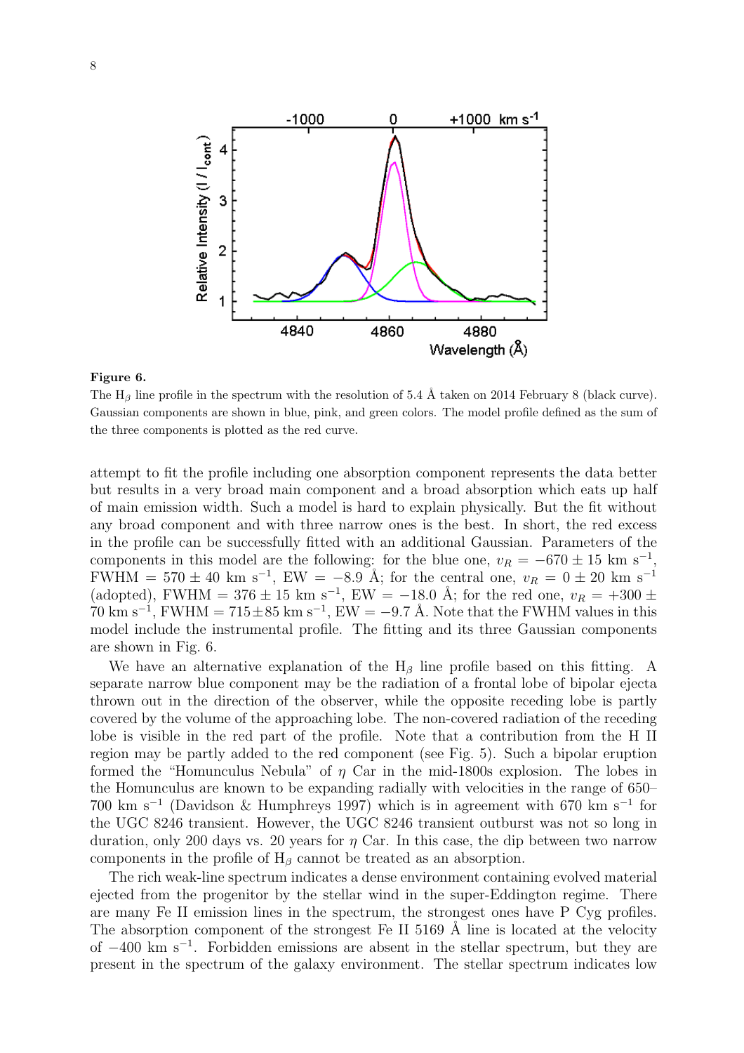**Figure 6.**

The $H_\beta$ line profile in the spectrum with the resolution of 5.4 Å taken on 2014 February 8 (black curve). Gaussian components are shown in blue, pink, and green colors. The model profile defined as the sum of the three components is plotted as the red curve.

attempt to fit the profile including one absorption component represents the data better but results in a very broad main component and a broad absorption which eats up half of main emission width. Such a model is hard to explain physically. But the fit without any broad component and with three narrow ones is the best. In short, the red excess in the profile can be successfully fitted with an additional Gaussian. Parameters of the components in this model are the following: for the blue one, $v_R = -670 \pm 15$ km s$^{-1}$, FWHM = $570 \pm 40$ km s$^{-1}$, EW = $-8.9$ Å; for the central one, $v_R = 0 \pm 20$ km s$^{-1}$ (adopted), FWHM = $376 \pm 15$ km s$^{-1}$, EW = $-18.0$ Å; for the red one, $v_R = +300 \pm 70$ km s$^{-1}$, FWHM = $715 \pm 85$ km s$^{-1}$, EW = $-9.7$ Å. Note that the FWHM values in this model include the instrumental profile. The fitting and its three Gaussian components are shown in Fig. 6.

We have an alternative explanation of the $H_\beta$ line profile based on this fitting. A separate narrow blue component may be the radiation of a frontal lobe of bipolar ejecta thrown out in the direction of the observer, while the opposite receding lobe is partly covered by the volume of the approaching lobe. The non-covered radiation of the receding lobe is visible in the red part of the profile. Note that a contribution from the H II region may be partly added to the red component (see Fig. 5). Such a bipolar eruption formed the "Homunculus Nebula" of $\eta$ Car in the mid-1800s explosion. The lobes in the Homunculus are known to be expanding radially with velocities in the range of 650–700 km s$^{-1}$ (Davidson & Humphreys 1997) which is in agreement with 670 km s$^{-1}$ for the UGC 8246 transient. However, the UGC 8246 transient outburst was not so long in duration, only 200 days vs. 20 years for $\eta$ Car. In this case, the dip between two narrow components in the profile of $H_\beta$ cannot be treated as an absorption.

The rich weak-line spectrum indicates a dense environment containing evolved material ejected from the progenitor by the stellar wind in the super-Eddington regime. There are many Fe II emission lines in the spectrum, the strongest ones have P Cyg profiles. The absorption component of the strongest Fe II 5169 Å line is located at the velocity of $-400$ km s$^{-1}$. Forbidden emissions are absent in the stellar spectrum, but they are present in the spectrum of the galaxy environment. The stellar spectrum indicates low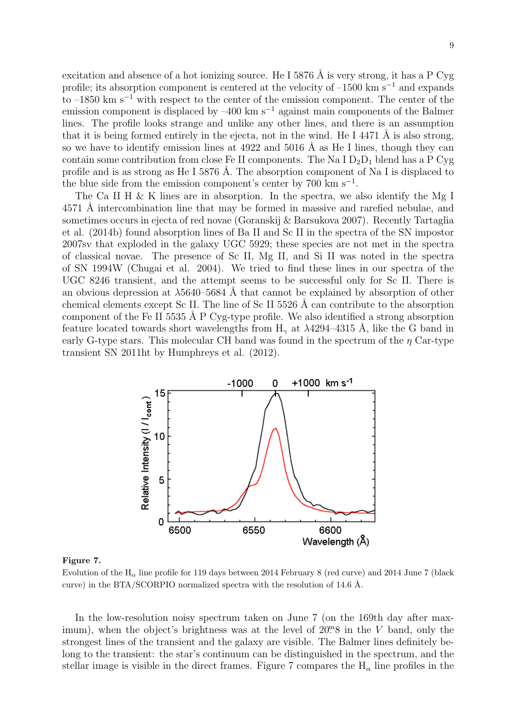excitation and absence of a hot ionizing source. He I 5876 Å is very strong, it has a P Cyg profile; its absorption component is centered at the velocity of –1500 km s$^{-1}$ and expands to –1850 km s$^{-1}$ with respect to the center of the emission component. The center of the emission component is displaced by –400 km s$^{-1}$ against main components of the Balmer lines. The profile looks strange and unlike any other lines, and there is an assumption that it is being formed entirely in the ejecta, not in the wind. He I 4471 Å is also strong, so we have to identify emission lines at 4922 and 5016 Å as He I lines, though they can contain some contribution from close Fe II components. The Na I $D_2D_1$ blend has a P Cyg profile and is as strong as He I 5876 Å. The absorption component of Na I is displaced to the blue side from the emission component's center by 700 km s$^{-1}$.

The Ca II H & K lines are in absorption. In the spectra, we also identify the Mg I 4571 Å intercombination line that may be formed in massive and rarefied nebulae, and sometimes occurs in ejecta of red novae (Goranskij & Barsukova 2007). Recently Tartaglia et al. (2014b) found absorption lines of Ba II and Sc II in the spectra of the SN impostor 2007sv that exploded in the galaxy UGC 5929; these species are not met in the spectra of classical novae. The presence of Sc II, Mg II, and Si II was noted in the spectra of SN 1994W (Chugai et al. 2004). We tried to find these lines in our spectra of the UGC 8246 transient, and the attempt seems to be successful only for Sc II. There is an obvious depression at λ5640–5684 Å that cannot be explained by absorption of other chemical elements except Sc II. The line of Sc II 5526 Å can contribute to the absorption component of the Fe II 5535 Å P Cyg-type profile. We also identified a strong absorption feature located towards short wavelengths from $H_\gamma$ at λ4294–4315 Å, like the G band in early G-type stars. This molecular CH band was found in the spectrum of the $\eta$ Car-type transient SN 2011ht by Humphreys et al. (2012).

**Figure 7.**
Evolution of the $H_\alpha$ line profile for 119 days between 2014 February 8 (red curve) and 2014 June 7 (black curve) in the BTA/SCORPIO normalized spectra with the resolution of 14.6 Å.

In the low-resolution noisy spectrum taken on June 7 (on the 169th day after maximum), when the object's brightness was at the level of $20^{\rm m}_{\cdot}8$ in the $V$ band, only the strongest lines of the transient and the galaxy are visible. The Balmer lines definitely belong to the transient: the star's continuum can be distinguished in the spectrum, and the stellar image is visible in the direct frames. Figure 7 compares the $H_\alpha$ line profiles in the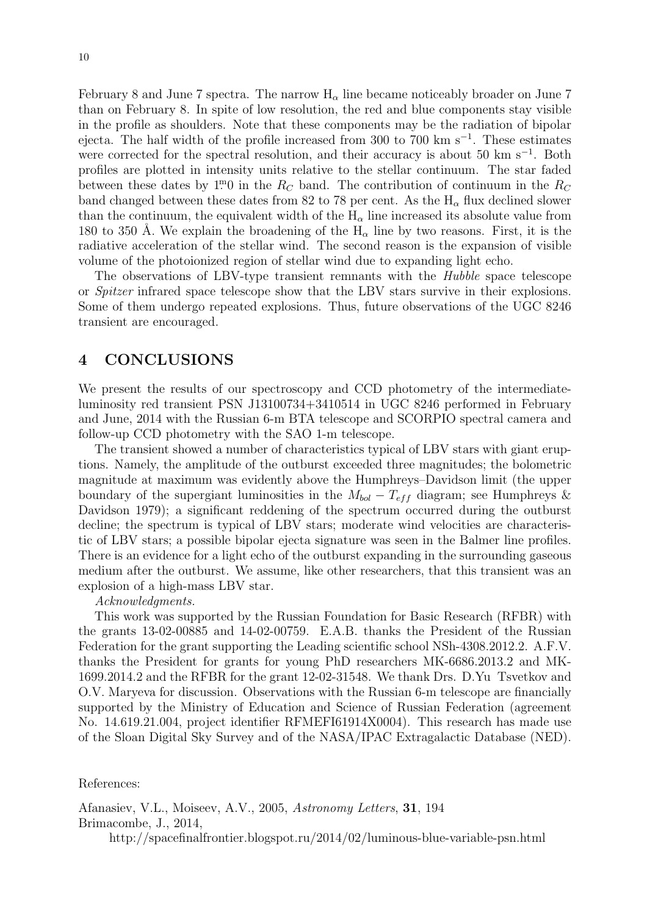February 8 and June 7 spectra. The narrow $H_\alpha$ line became noticeably broader on June 7 than on February 8. In spite of low resolution, the red and blue components stay visible in the profile as shoulders. Note that these components may be the radiation of bipolar ejecta. The half width of the profile increased from 300 to 700 km s$^{-1}$. These estimates were corrected for the spectral resolution, and their accuracy is about 50 km s$^{-1}$. Both profiles are plotted in intensity units relative to the stellar continuum. The star faded between these dates by $1^{m}_{.}0$ in the $R_C$ band. The contribution of continuum in the $R_C$ band changed between these dates from 82 to 78 per cent. As the $H_\alpha$ flux declined slower than the continuum, the equivalent width of the $H_\alpha$ line increased its absolute value from 180 to 350 Å. We explain the broadening of the $H_\alpha$ line by two reasons. First, it is the radiative acceleration of the stellar wind. The second reason is the expansion of visible volume of the photoionized region of stellar wind due to expanding light echo.

The observations of LBV-type transient remnants with the *Hubble* space telescope or *Spitzer* infrared space telescope show that the LBV stars survive in their explosions. Some of them undergo repeated explosions. Thus, future observations of the UGC 8246 transient are encouraged.

## 4 CONCLUSIONS

We present the results of our spectroscopy and CCD photometry of the intermediate-luminosity red transient PSN J13100734+3410514 in UGC 8246 performed in February and June, 2014 with the Russian 6-m BTA telescope and SCORPIO spectral camera and follow-up CCD photometry with the SAO 1-m telescope.

The transient showed a number of characteristics typical of LBV stars with giant eruptions. Namely, the amplitude of the outburst exceeded three magnitudes; the bolometric magnitude at maximum was evidently above the Humphreys–Davidson limit (the upper boundary of the supergiant luminosities in the $M_{bol} - T_{eff}$ diagram; see Humphreys & Davidson 1979); a significant reddening of the spectrum occurred during the outburst decline; the spectrum is typical of LBV stars; moderate wind velocities are characteristic of LBV stars; a possible bipolar ejecta signature was seen in the Balmer line profiles. There is an evidence for a light echo of the outburst expanding in the surrounding gaseous medium after the outburst. We assume, like other researchers, that this transient was an explosion of a high-mass LBV star.

*Acknowledgments.*

This work was supported by the Russian Foundation for Basic Research (RFBR) with the grants 13-02-00885 and 14-02-00759. E.A.B. thanks the President of the Russian Federation for the grant supporting the Leading scientific school NSh-4308.2012.2. A.F.V. thanks the President for grants for young PhD researchers MK-6686.2013.2 and MK-1699.2014.2 and the RFBR for the grant 12-02-31548. We thank Drs. D.Yu Tsvetkov and O.V. Maryeva for discussion. Observations with the Russian 6-m telescope are financially supported by the Ministry of Education and Science of Russian Federation (agreement No. 14.619.21.004, project identifier RFMEFI61914X0004). This research has made use of the Sloan Digital Sky Survey and of the NASA/IPAC Extragalactic Database (NED).

References:

Afanasiev, V.L., Moiseev, A.V., 2005, *Astronomy Letters*, **31**, 194

Brimacombe, J., 2014, http://spacefinalfrontier.blogspot.ru/2014/02/luminous-blue-variable-psn.html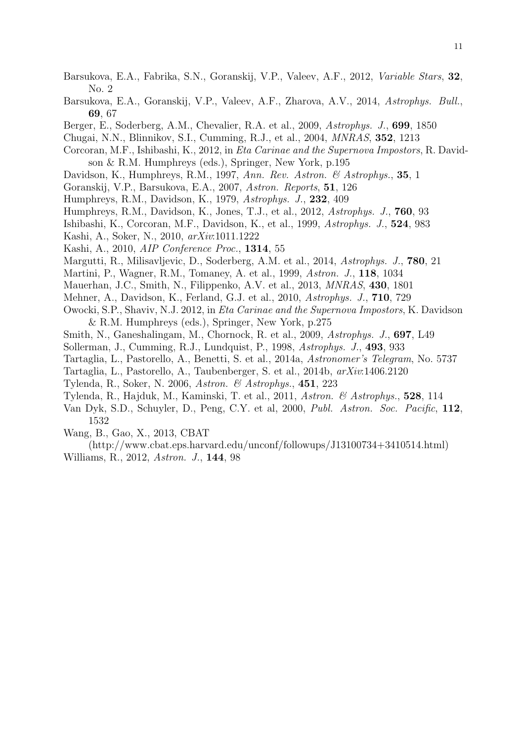Barsukova, E.A., Fabrika, S.N., Goranskij, V.P., Valeev, A.F., 2012, *Variable Stars*, **32**, No. 2

Barsukova, E.A., Goranskij, V.P., Valeev, A.F., Zharova, A.V., 2014, *Astrophys. Bull.*, **69**, 67

Berger, E., Soderberg, A.M., Chevalier, R.A. et al., 2009, *Astrophys. J.*, **699**, 1850

Chugai, N.N., Blinnikov, S.I., Cumming, R.J., et al., 2004, *MNRAS*, **352**, 1213

Corcoran, M.F., Ishibashi, K., 2012, in *Eta Carinae and the Supernova Impostors*, R. Davidson & R.M. Humphreys (eds.), Springer, New York, p.195

Davidson, K., Humphreys, R.M., 1997, *Ann. Rev. Astron. & Astrophys.*, **35**, 1

Goranskij, V.P., Barsukova, E.A., 2007, *Astron. Reports*, **51**, 126

Humphreys, R.M., Davidson, K., 1979, *Astrophys. J.*, **232**, 409

Humphreys, R.M., Davidson, K., Jones, T.J., et al., 2012, *Astrophys. J.*, **760**, 93

Ishibashi, K., Corcoran, M.F., Davidson, K., et al., 1999, *Astrophys. J.*, **524**, 983

Kashi, A., Soker, N., 2010, *arXiv*:1011.1222

Kashi, A., 2010, *AIP Conference Proc.*, **1314**, 55

Margutti, R., Milisavljevic, D., Soderberg, A.M. et al., 2014, *Astrophys. J.*, **780**, 21

Martini, P., Wagner, R.M., Tomaney, A. et al., 1999, *Astron. J.*, **118**, 1034

Mauerhan, J.C., Smith, N., Filippenko, A.V. et al., 2013, *MNRAS*, **430**, 1801

Mehner, A., Davidson, K., Ferland, G.J. et al., 2010, *Astrophys. J.*, **710**, 729

Owocki, S.P., Shaviv, N.J. 2012, in *Eta Carinae and the Supernova Impostors*, K. Davidson & R.M. Humphreys (eds.), Springer, New York, p.275

Smith, N., Ganeshalingam, M., Chornock, R. et al., 2009, *Astrophys. J.*, **697**, L49

Sollerman, J., Cumming, R.J., Lundquist, P., 1998, *Astrophys. J.*, **493**, 933

Tartaglia, L., Pastorello, A., Benetti, S. et al., 2014a, *Astronomer's Telegram*, No. 5737

Tartaglia, L., Pastorello, A., Taubenberger, S. et al., 2014b, *arXiv*:1406.2120

Tylenda, R., Soker, N. 2006, *Astron. & Astrophys.*, **451**, 223

Tylenda, R., Hajduk, M., Kaminski, T. et al., 2011, *Astron. & Astrophys.*, **528**, 114

Van Dyk, S.D., Schuyler, D., Peng, C.Y. et al, 2000, *Publ. Astron. Soc. Pacific*, **112**, 1532

Wang, B., Gao, X., 2013, CBAT (http://www.cbat.eps.harvard.edu/unconf/followups/J13100734+3410514.html)

Williams, R., 2012, *Astron. J.*, **144**, 98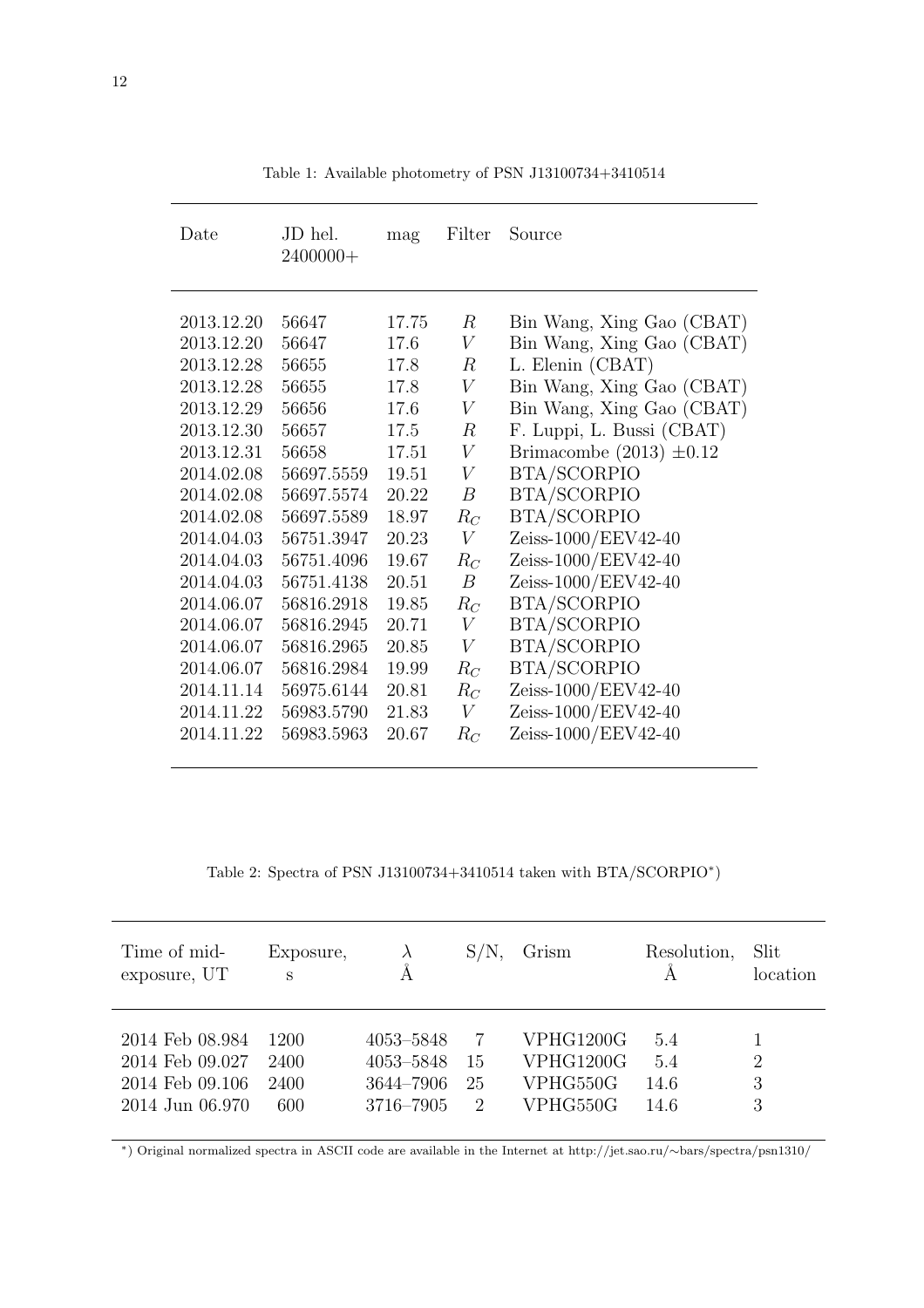Table 1: Available photometry of PSN J13100734+3410514

| Date | JD hel. 2400000+ | mag | Filter | Source |
|---|---|---|---|---|
| 2013.12.20 | 56647 | 17.75 | $R$ | Bin Wang, Xing Gao (CBAT) |
| 2013.12.20 | 56647 | 17.6 | $V$ | Bin Wang, Xing Gao (CBAT) |
| 2013.12.28 | 56655 | 17.8 | $R$ | L. Elenin (CBAT) |
| 2013.12.28 | 56655 | 17.8 | $V$ | Bin Wang, Xing Gao (CBAT) |
| 2013.12.29 | 56656 | 17.6 | $V$ | Bin Wang, Xing Gao (CBAT) |
| 2013.12.30 | 56657 | 17.5 | $R$ | F. Luppi, L. Bussi (CBAT) |
| 2013.12.31 | 56658 | 17.51 | $V$ | Brimacombe (2013) $\pm 0.12$ |
| 2014.02.08 | 56697.5559 | 19.51 | $V$ | BTA/SCORPIO |
| 2014.02.08 | 56697.5574 | 20.22 | $B$ | BTA/SCORPIO |
| 2014.02.08 | 56697.5589 | 18.97 | $R_C$ | BTA/SCORPIO |
| 2014.04.03 | 56751.3947 | 20.23 | $V$ | Zeiss-1000/EEV42-40 |
| 2014.04.03 | 56751.4096 | 19.67 | $R_C$ | Zeiss-1000/EEV42-40 |
| 2014.04.03 | 56751.4138 | 20.51 | $B$ | Zeiss-1000/EEV42-40 |
| 2014.06.07 | 56816.2918 | 19.85 | $R_C$ | BTA/SCORPIO |
| 2014.06.07 | 56816.2945 | 20.71 | $V$ | BTA/SCORPIO |
| 2014.06.07 | 56816.2965 | 20.85 | $V$ | BTA/SCORPIO |
| 2014.06.07 | 56816.2984 | 19.99 | $R_C$ | BTA/SCORPIO |
| 2014.11.14 | 56975.6144 | 20.81 | $R_C$ | Zeiss-1000/EEV42-40 |
| 2014.11.22 | 56983.5790 | 21.83 | $V$ | Zeiss-1000/EEV42-40 |
| 2014.11.22 | 56983.5963 | 20.67 | $R_C$ | Zeiss-1000/EEV42-40 |

Table 2: Spectra of PSN J13100734+3410514 taken with BTA/SCORPIO*)

| Time of mid-exposure, UT | Exposure, s | $\lambda$ Å | S/N, | Grism | Resolution, Å | Slit location |
|---|---|---|---|---|---|---|
| 2014 Feb 08.984 | 1200 | 4053–5848 | 7 | VPHG1200G | 5.4 | 1 |
| 2014 Feb 09.027 | 2400 | 4053–5848 | 15 | VPHG1200G | 5.4 | 2 |
| 2014 Feb 09.106 | 2400 | 3644–7906 | 25 | VPHG550G | 14.6 | 3 |
| 2014 Jun 06.970 | 600 | 3716–7905 | 2 | VPHG550G | 14.6 | 3 |

*) Original normalized spectra in ASCII code are available in the Internet at http://jet.sao.ru/∼bars/spectra/psn1310/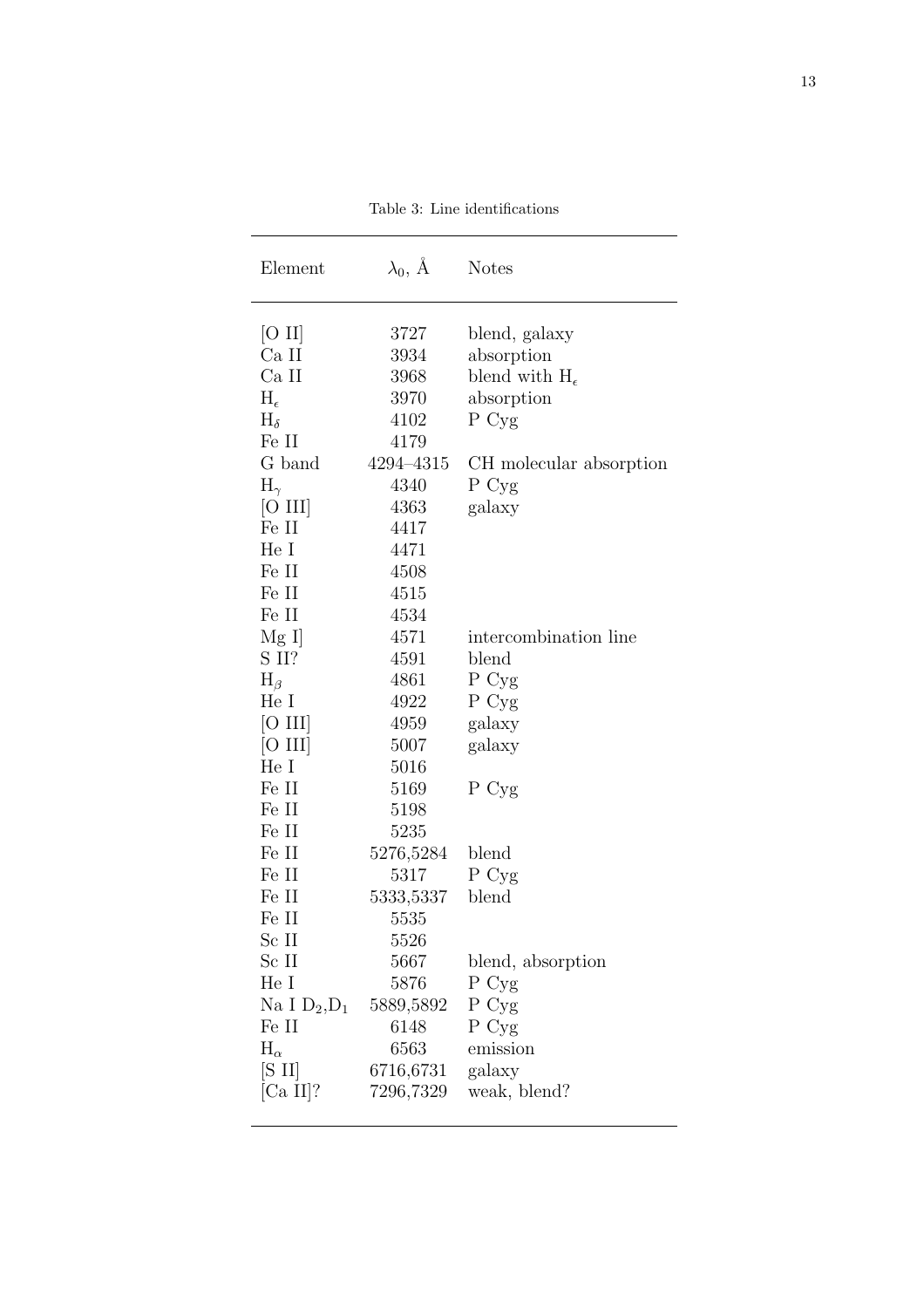Table 3: Line identifications

| Element | $\lambda_0$, Å | Notes |
|---|---|---|
| [O II] | 3727 | blend, galaxy |
| Ca II | 3934 | absorption |
| Ca II | 3968 | blend with $H_\epsilon$ |
| $H_\epsilon$ | 3970 | absorption |
| $H_\delta$ | 4102 | P Cyg |
| Fe II | 4179 | |
| G band | 4294–4315 | CH molecular absorption |
| $H_\gamma$ | 4340 | P Cyg |
| [O III] | 4363 | galaxy |
| Fe II | 4417 | |
| He I | 4471 | |
| Fe II | 4508 | |
| Fe II | 4515 | |
| Fe II | 4534 | |
| Mg I] | 4571 | intercombination line |
| S II? | 4591 | blend |
| $H_\beta$ | 4861 | P Cyg |
| He I | 4922 | P Cyg |
| [O III] | 4959 | galaxy |
| [O III] | 5007 | galaxy |
| He I | 5016 | |
| Fe II | 5169 | P Cyg |
| Fe II | 5198 | |
| Fe II | 5235 | |
| Fe II | 5276,5284 | blend |
| Fe II | 5317 | P Cyg |
| Fe II | 5333,5337 | blend |
| Fe II | 5535 | |
| Sc II | 5526 | |
| Sc II | 5667 | blend, absorption |
| He I | 5876 | P Cyg |
| Na I $D_2$,$D_1$ | 5889,5892 | P Cyg |
| Fe II | 6148 | P Cyg |
| $H_\alpha$ | 6563 | emission |
| [S II] | 6716,6731 | galaxy |
| [Ca II]? | 7296,7329 | weak, blend? |